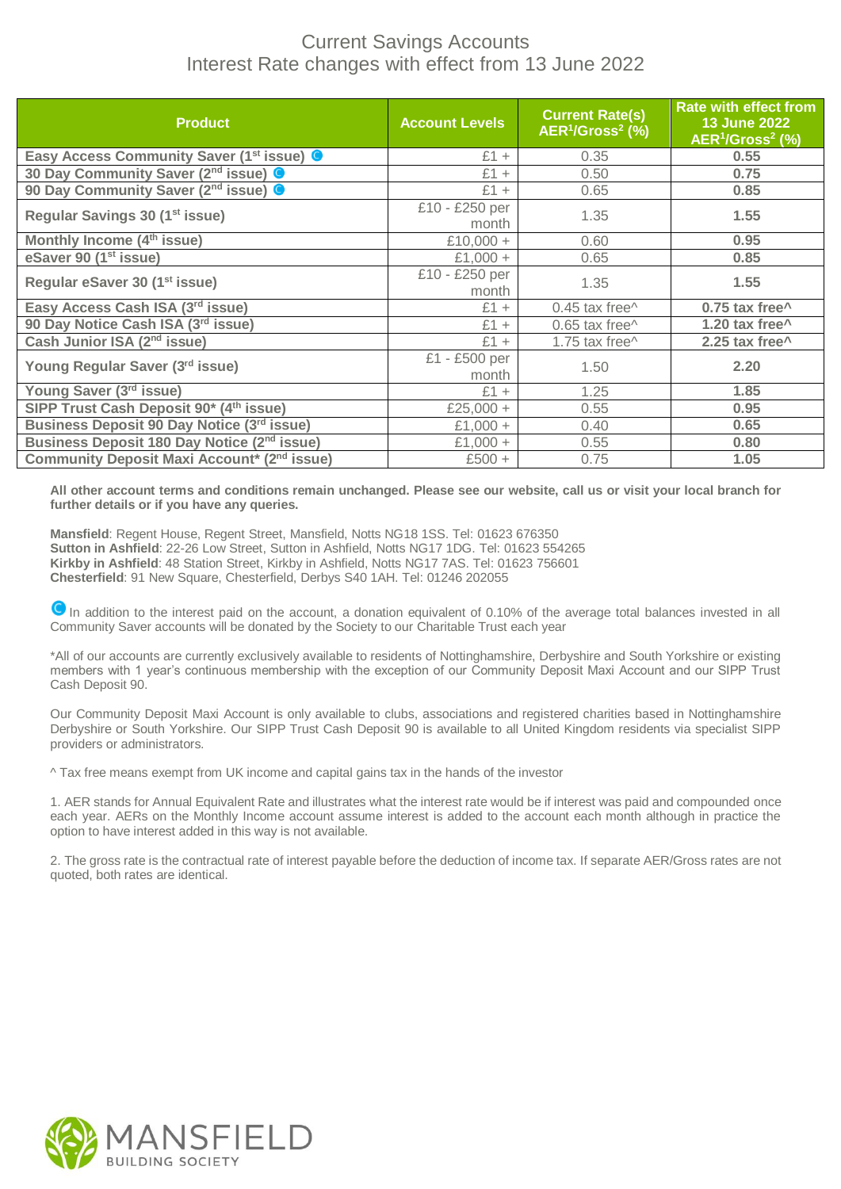# Current Savings Accounts

## Interest Rate changes with effect from 13 June 2022

| Product | Account Levels | Current Rate(s) AER[1]/Gross[2] (%) | Rate with effect from 13 June 2022 AER[1]/Gross[2] (%) |
|---|---|---|---|
| **Easy Access Community Saver (1st issue)** © | £1 + | 0.35 | **0.55** |
| **30 Day Community Saver (2nd issue)** © | £1 + | 0.50 | **0.75** |
| **90 Day Community Saver (2nd issue)** © | £1 + | 0.65 | **0.85** |
| **Regular Savings 30 (1st issue)** | £10 - £250 per month | 1.35 | **1.55** |
| **Monthly Income (4th issue)** | £10,000 + | 0.60 | **0.95** |
| **eSaver 90 (1st issue)** | £1,000 + | 0.65 | **0.85** |
| **Regular eSaver 30 (1st issue)** | £10 - £250 per month | 1.35 | **1.55** |
| **Easy Access Cash ISA (3rd issue)** | £1 + | 0.45 tax free^ | **0.75 tax free^** |
| **90 Day Notice Cash ISA (3rd issue)** | £1 + | 0.65 tax free^ | **1.20 tax free^** |
| **Cash Junior ISA (2nd issue)** | £1 + | 1.75 tax free^ | **2.25 tax free^** |
| **Young Regular Saver (3rd issue)** | £1 - £500 per month | 1.50 | **2.20** |
| **Young Saver (3rd issue)** | £1 + | 1.25 | **1.85** |
| **SIPP Trust Cash Deposit 90* (4th issue)** | £25,000 + | 0.55 | **0.95** |
| **Business Deposit 90 Day Notice (3rd issue)** | £1,000 + | 0.40 | **0.65** |
| **Business Deposit 180 Day Notice (2nd issue)** | £1,000 + | 0.55 | **0.80** |
| **Community Deposit Maxi Account* (2nd issue)** | £500 + | 0.75 | **1.05** |

**All other account terms and conditions remain unchanged. Please see our website, call us or visit your local branch for further details or if you have any queries.**

**Mansfield**: Regent House, Regent Street, Mansfield, Notts NG18 1SS. Tel: 01623 676350
**Sutton in Ashfield**: 22-26 Low Street, Sutton in Ashfield, Notts NG17 1DG. Tel: 01623 554265
**Kirkby in Ashfield**: 48 Station Street, Kirkby in Ashfield, Notts NG17 7AS. Tel: 01623 756601
**Chesterfield**: 91 New Square, Chesterfield, Derbys S40 1AH. Tel: 01246 202055

© In addition to the interest paid on the account, a donation equivalent of 0.10% of the average total balances invested in all Community Saver accounts will be donated by the Society to our Charitable Trust each year

*All of our accounts are currently exclusively available to residents of Nottinghamshire, Derbyshire and South Yorkshire or existing members with 1 year's continuous membership with the exception of our Community Deposit Maxi Account and our SIPP Trust Cash Deposit 90.

Our Community Deposit Maxi Account is only available to clubs, associations and registered charities based in Nottinghamshire Derbyshire or South Yorkshire. Our SIPP Trust Cash Deposit 90 is available to all United Kingdom residents via specialist SIPP providers or administrators.

^ Tax free means exempt from UK income and capital gains tax in the hands of the investor

1. AER stands for Annual Equivalent Rate and illustrates what the interest rate would be if interest was paid and compounded once each year. AERs on the Monthly Income account assume interest is added to the account each month although in practice the option to have interest added in this way is not available.

2. The gross rate is the contractual rate of interest payable before the deduction of income tax. If separate AER/Gross rates are not quoted, both rates are identical.

MANSFIELD
BUILDING SOCIETY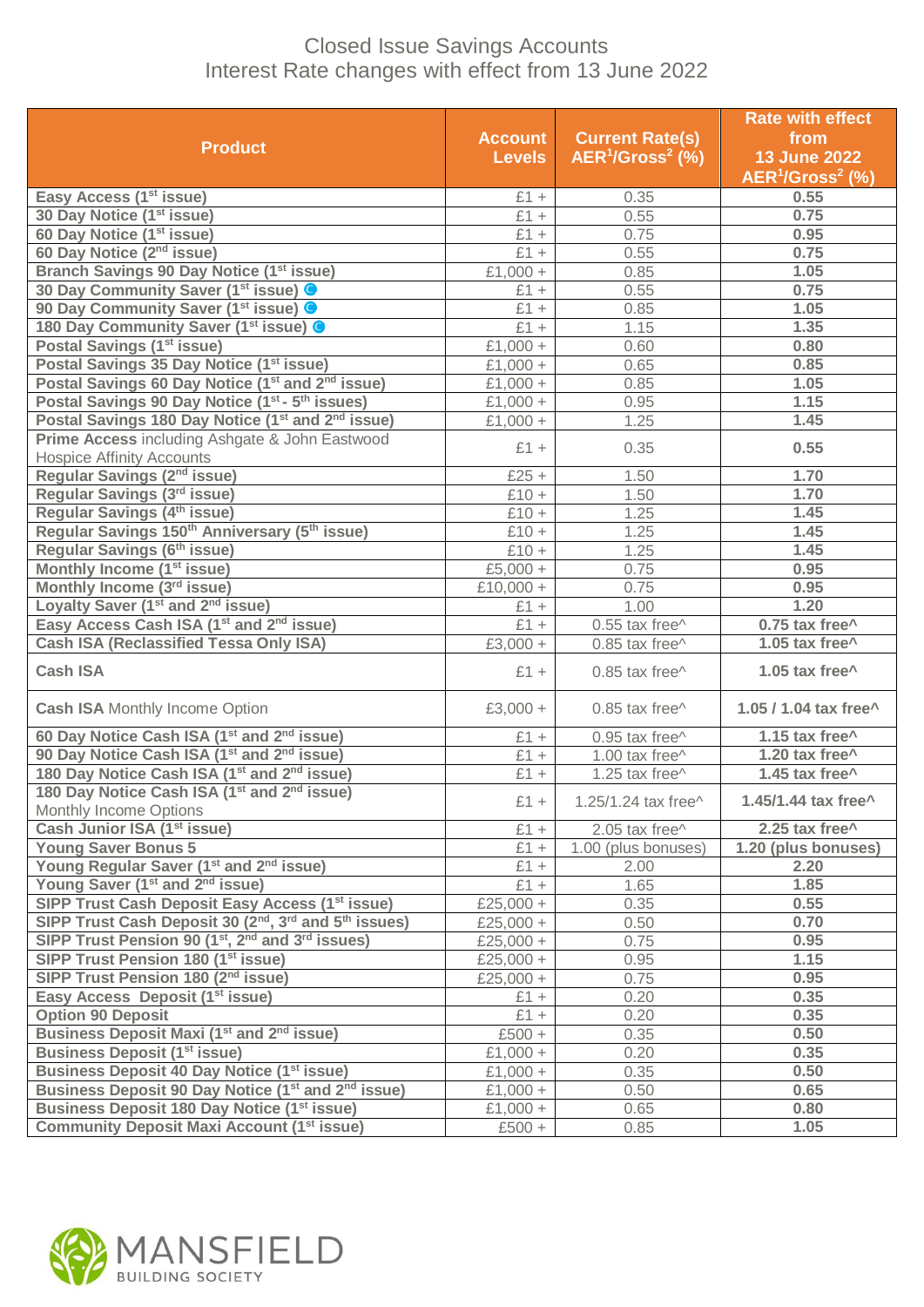# Closed Issue Savings Accounts
## Interest Rate changes with effect from 13 June 2022

| Product | Account Levels | Current Rate(s) AER[1]/Gross[2] (%) | Rate with effect from 13 June 2022 AER[1]/Gross[2] (%) |
|---|---|---|---|
| **Easy Access (1st issue)** | £1 + | 0.35 | **0.55** |
| **30 Day Notice (1st issue)** | £1 + | 0.55 | **0.75** |
| **60 Day Notice (1st issue)** | £1 + | 0.75 | **0.95** |
| **60 Day Notice (2nd issue)** | £1 + | 0.55 | **0.75** |
| **Branch Savings 90 Day Notice (1st issue)** | £1,000 + | 0.85 | **1.05** |
| **30 Day Community Saver (1st issue)** | £1 + | 0.55 | **0.75** |
| **90 Day Community Saver (1st issue)** | £1 + | 0.85 | **1.05** |
| **180 Day Community Saver (1st issue)** | £1 + | 1.15 | **1.35** |
| **Postal Savings (1st issue)** | £1,000 + | 0.60 | **0.80** |
| **Postal Savings 35 Day Notice (1st issue)** | £1,000 + | 0.65 | **0.85** |
| **Postal Savings 60 Day Notice (1st and 2nd issue)** | £1,000 + | 0.85 | **1.05** |
| **Postal Savings 90 Day Notice (1st - 5th issues)** | £1,000 + | 0.95 | **1.15** |
| **Postal Savings 180 Day Notice (1st and 2nd issue)** | £1,000 + | 1.25 | **1.45** |
| **Prime Access** including Ashgate & John Eastwood Hospice Affinity Accounts | £1 + | 0.35 | **0.55** |
| **Regular Savings (2nd issue)** | £25 + | 1.50 | **1.70** |
| **Regular Savings (3rd issue)** | £10 + | 1.50 | **1.70** |
| **Regular Savings (4th issue)** | £10 + | 1.25 | **1.45** |
| **Regular Savings 150th Anniversary (5th issue)** | £10 + | 1.25 | **1.45** |
| **Regular Savings (6th issue)** | £10 + | 1.25 | **1.45** |
| **Monthly Income (1st issue)** | £5,000 + | 0.75 | **0.95** |
| **Monthly Income (3rd issue)** | £10,000 + | 0.75 | **0.95** |
| **Loyalty Saver (1st and 2nd issue)** | £1 + | 1.00 | **1.20** |
| **Easy Access Cash ISA (1st and 2nd issue)** | £1 + | 0.55 tax free^ | **0.75 tax free^** |
| **Cash ISA (Reclassified Tessa Only ISA)** | £3,000 + | 0.85 tax free^ | **1.05 tax free^** |
| **Cash ISA** | £1 + | 0.85 tax free^ | **1.05 tax free^** |
| **Cash ISA** Monthly Income Option | £3,000 + | 0.85 tax free^ | **1.05 / 1.04 tax free^** |
| **60 Day Notice Cash ISA (1st and 2nd issue)** | £1 + | 0.95 tax free^ | **1.15 tax free^** |
| **90 Day Notice Cash ISA (1st and 2nd issue)** | £1 + | 1.00 tax free^ | **1.20 tax free^** |
| **180 Day Notice Cash ISA (1st and 2nd issue)** | £1 + | 1.25 tax free^ | **1.45 tax free^** |
| **180 Day Notice Cash ISA (1st and 2nd issue)** Monthly Income Options | £1 + | 1.25/1.24 tax free^ | **1.45/1.44 tax free^** |
| **Cash Junior ISA (1st issue)** | £1 + | 2.05 tax free^ | **2.25 tax free^** |
| **Young Saver Bonus 5** | £1 + | 1.00 (plus bonuses) | **1.20 (plus bonuses)** |
| **Young Regular Saver (1st and 2nd issue)** | £1 + | 2.00 | **2.20** |
| **Young Saver (1st and 2nd issue)** | £1 + | 1.65 | **1.85** |
| **SIPP Trust Cash Deposit Easy Access (1st issue)** | £25,000 + | 0.35 | **0.55** |
| **SIPP Trust Cash Deposit 30 (2nd, 3rd and 5th issues)** | £25,000 + | 0.50 | **0.70** |
| **SIPP Trust Pension 90 (1st, 2nd and 3rd issues)** | £25,000 + | 0.75 | **0.95** |
| **SIPP Trust Pension 180 (1st issue)** | £25,000 + | 0.95 | **1.15** |
| **SIPP Trust Pension 180 (2nd issue)** | £25,000 + | 0.75 | **0.95** |
| **Easy Access Deposit (1st issue)** | £1 + | 0.20 | **0.35** |
| **Option 90 Deposit** | £1 + | 0.20 | **0.35** |
| **Business Deposit Maxi (1st and 2nd issue)** | £500 + | 0.35 | **0.50** |
| **Business Deposit (1st issue)** | £1,000 + | 0.20 | **0.35** |
| **Business Deposit 40 Day Notice (1st issue)** | £1,000 + | 0.35 | **0.50** |
| **Business Deposit 90 Day Notice (1st and 2nd issue)** | £1,000 + | 0.50 | **0.65** |
| **Business Deposit 180 Day Notice (1st issue)** | £1,000 + | 0.65 | **0.80** |
| **Community Deposit Maxi Account (1st issue)** | £500 + | 0.85 | **1.05** |

MANSFIELD BUILDING SOCIETY